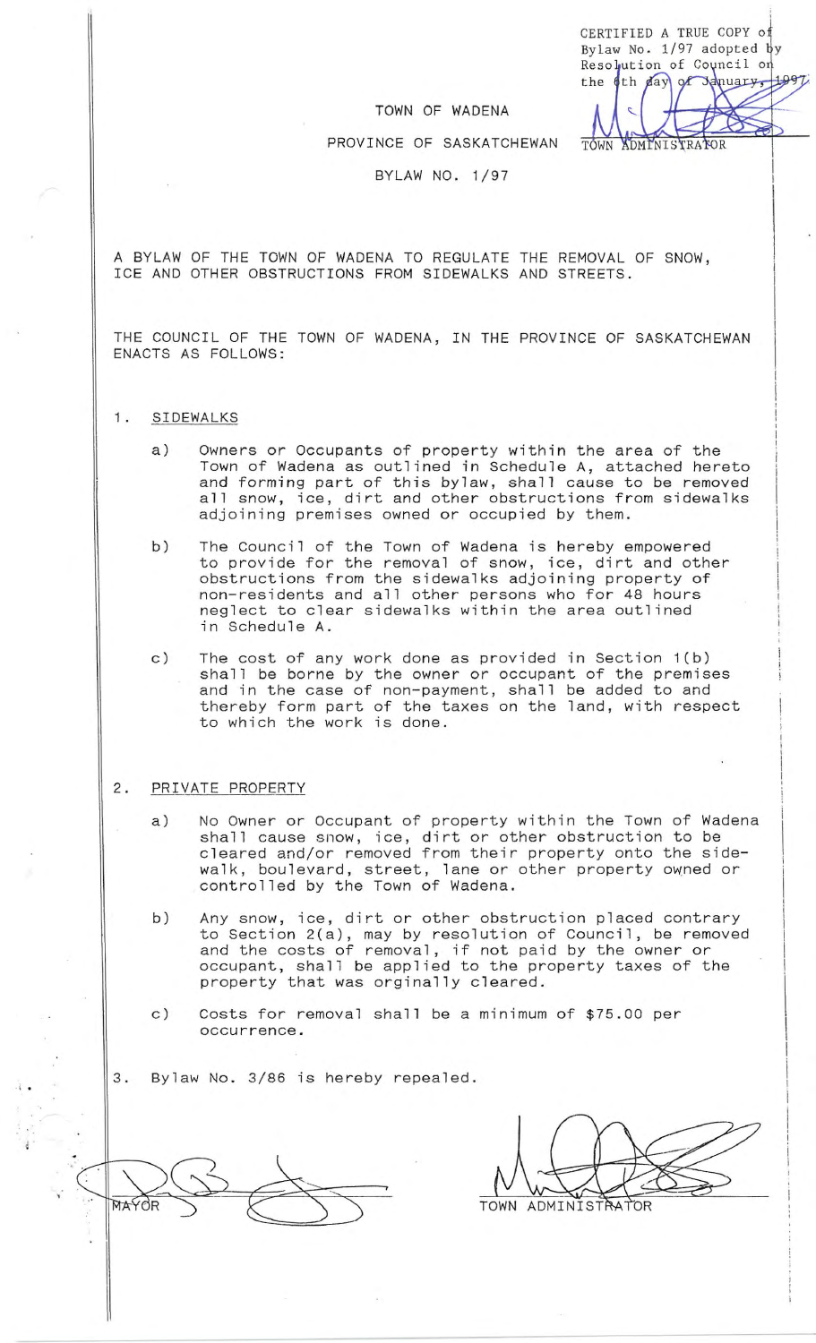CERTIFIED A TRUE COPY of Bylaw No. 1/97 adopted by Resolution of Council on the 6th day of January, 1997

TOWN ADMINISTRATOR

TOWN OF WADENA

PROVINCE OF SASKATCHEWAN

BYLAW NO. 1/97

A BYLAW OF THE TOWN OF WADENA TO REGULATE THE REMOVAL OF SNOW, ICE AND OTHER OBSTRUCTIONS FROM SIDEWALKS AND STREETS.

THE COUNCIL OF THE TOWN OF WADENA, IN THE PROVINCE OF SASKATCHEWAN ENACTS AS FOLLOWS:

1. SIDEWALKS

   a) Owners or Occupants of property within the area of the Town of Wadena as outlined in Schedule A, attached hereto and forming part of this bylaw, shall cause to be removed all snow, ice, dirt and other obstructions from sidewalks adjoining premises owned or occupied by them.

   b) The Council of the Town of Wadena is hereby empowered to provide for the removal of snow, ice, dirt and other obstructions from the sidewalks adjoining property of non-residents and all other persons who for 48 hours neglect to clear sidewalks within the area outlined in Schedule A.

   c) The cost of any work done as provided in Section 1(b) shall be borne by the owner or occupant of the premises and in the case of non-payment, shall be added to and thereby form part of the taxes on the land, with respect to which the work is done.

2. PRIVATE PROPERTY

   a) No Owner or Occupant of property within the Town of Wadena shall cause snow, ice, dirt or other obstruction to be cleared and/or removed from their property onto the side-walk, boulevard, street, lane or other property owned or controlled by the Town of Wadena.

   b) Any snow, ice, dirt or other obstruction placed contrary to Section 2(a), may by resolution of Council, be removed and the costs of removal, if not paid by the owner or occupant, shall be applied to the property taxes of the property that was orginally cleared.

   c) Costs for removal shall be a minimum of $75.00 per occurrence.

3. Bylaw No. 3/86 is hereby repealed.

MAYOR

TOWN ADMINISTRATOR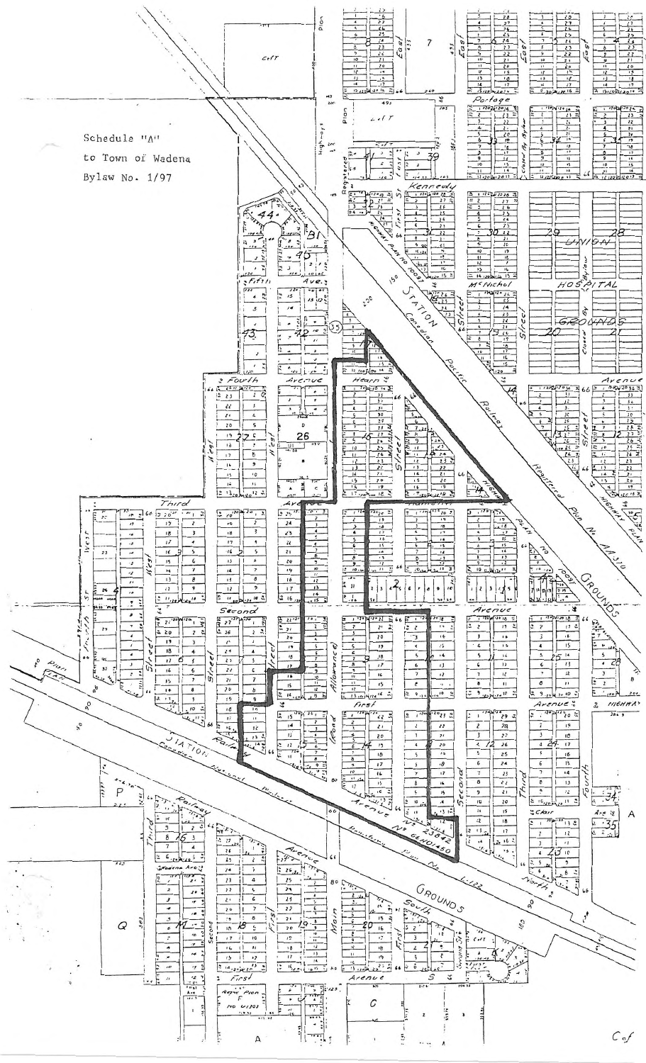Schedule "A"
to Town of Wadena
Bylaw No. 1/97